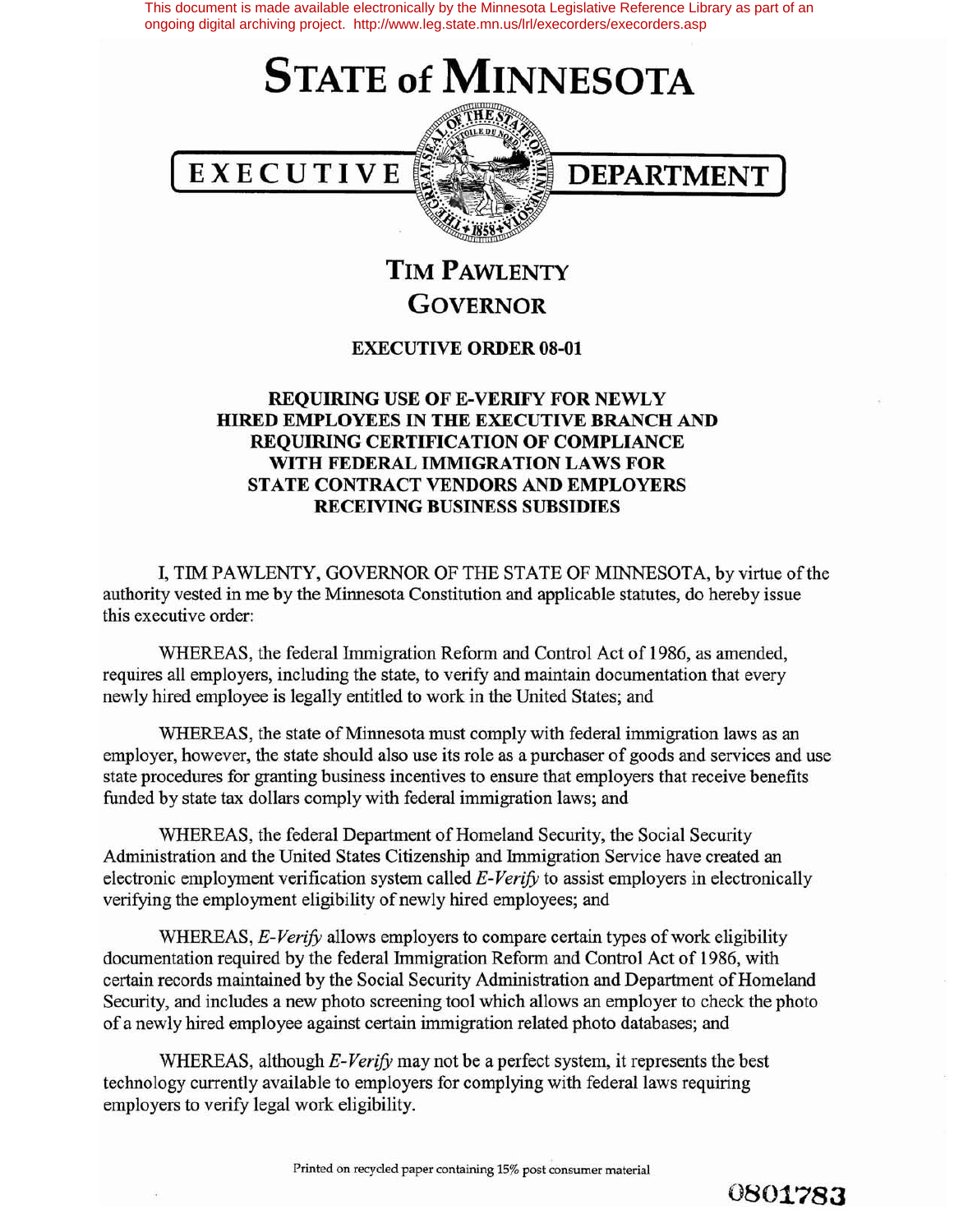This document is made available electronically by the Minnesota Legislative Reference Library as part of an ongoing digital archiving project. http://www.leg.state.mn.us/lrl/execorders/execorders.asp

# STATE of MINNESOTA

## EXECUTIVE DEPARTMENT

## TIM PAWLENTY
## GOVERNOR

### EXECUTIVE ORDER 08-01

### REQUIRING USE OF E-VERIFY FOR NEWLY HIRED EMPLOYEES IN THE EXECUTIVE BRANCH AND REQUIRING CERTIFICATION OF COMPLIANCE WITH FEDERAL IMMIGRATION LAWS FOR STATE CONTRACT VENDORS AND EMPLOYERS RECEIVING BUSINESS SUBSIDIES

I, TIM PAWLENTY, GOVERNOR OF THE STATE OF MINNESOTA, by virtue of the authority vested in me by the Minnesota Constitution and applicable statutes, do hereby issue this executive order:

WHEREAS, the federal Immigration Reform and Control Act of 1986, as amended, requires all employers, including the state, to verify and maintain documentation that every newly hired employee is legally entitled to work in the United States; and

WHEREAS, the state of Minnesota must comply with federal immigration laws as an employer, however, the state should also use its role as a purchaser of goods and services and use state procedures for granting business incentives to ensure that employers that receive benefits funded by state tax dollars comply with federal immigration laws; and

WHEREAS, the federal Department of Homeland Security, the Social Security Administration and the United States Citizenship and Immigration Service have created an electronic employment verification system called *E-Verify* to assist employers in electronically verifying the employment eligibility of newly hired employees; and

WHEREAS, *E-Verify* allows employers to compare certain types of work eligibility documentation required by the federal Immigration Reform and Control Act of 1986, with certain records maintained by the Social Security Administration and Department of Homeland Security, and includes a new photo screening tool which allows an employer to check the photo of a newly hired employee against certain immigration related photo databases; and

WHEREAS, although *E-Verify* may not be a perfect system, it represents the best technology currently available to employers for complying with federal laws requiring employers to verify legal work eligibility.

Printed on recycled paper containing 15% post consumer material

0801783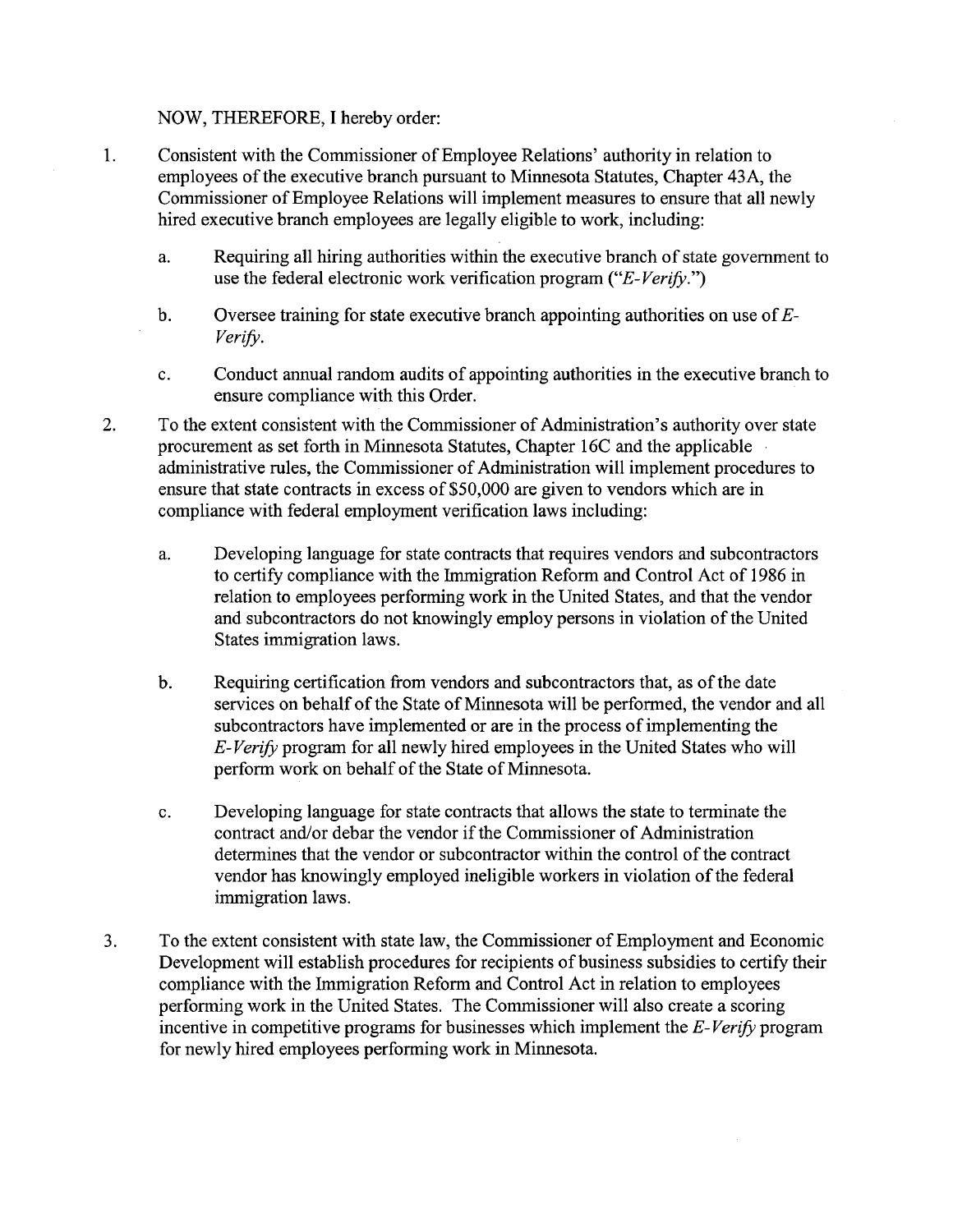NOW, THEREFORE, I hereby order:

1. Consistent with the Commissioner of Employee Relations' authority in relation to employees of the executive branch pursuant to Minnesota Statutes, Chapter 43A, the Commissioner of Employee Relations will implement measures to ensure that all newly hired executive branch employees are legally eligible to work, including:

   a. Requiring all hiring authorities within the executive branch of state government to use the federal electronic work verification program (*"E-Verify."*)

   b. Oversee training for state executive branch appointing authorities on use of *E-Verify*.

   c. Conduct annual random audits of appointing authorities in the executive branch to ensure compliance with this Order.

2. To the extent consistent with the Commissioner of Administration's authority over state procurement as set forth in Minnesota Statutes, Chapter 16C and the applicable administrative rules, the Commissioner of Administration will implement procedures to ensure that state contracts in excess of $50,000 are given to vendors which are in compliance with federal employment verification laws including:

   a. Developing language for state contracts that requires vendors and subcontractors to certify compliance with the Immigration Reform and Control Act of 1986 in relation to employees performing work in the United States, and that the vendor and subcontractors do not knowingly employ persons in violation of the United States immigration laws.

   b. Requiring certification from vendors and subcontractors that, as of the date services on behalf of the State of Minnesota will be performed, the vendor and all subcontractors have implemented or are in the process of implementing the *E-Verify* program for all newly hired employees in the United States who will perform work on behalf of the State of Minnesota.

   c. Developing language for state contracts that allows the state to terminate the contract and/or debar the vendor if the Commissioner of Administration determines that the vendor or subcontractor within the control of the contract vendor has knowingly employed ineligible workers in violation of the federal immigration laws.

3. To the extent consistent with state law, the Commissioner of Employment and Economic Development will establish procedures for recipients of business subsidies to certify their compliance with the Immigration Reform and Control Act in relation to employees performing work in the United States. The Commissioner will also create a scoring incentive in competitive programs for businesses which implement the *E-Verify* program for newly hired employees performing work in Minnesota.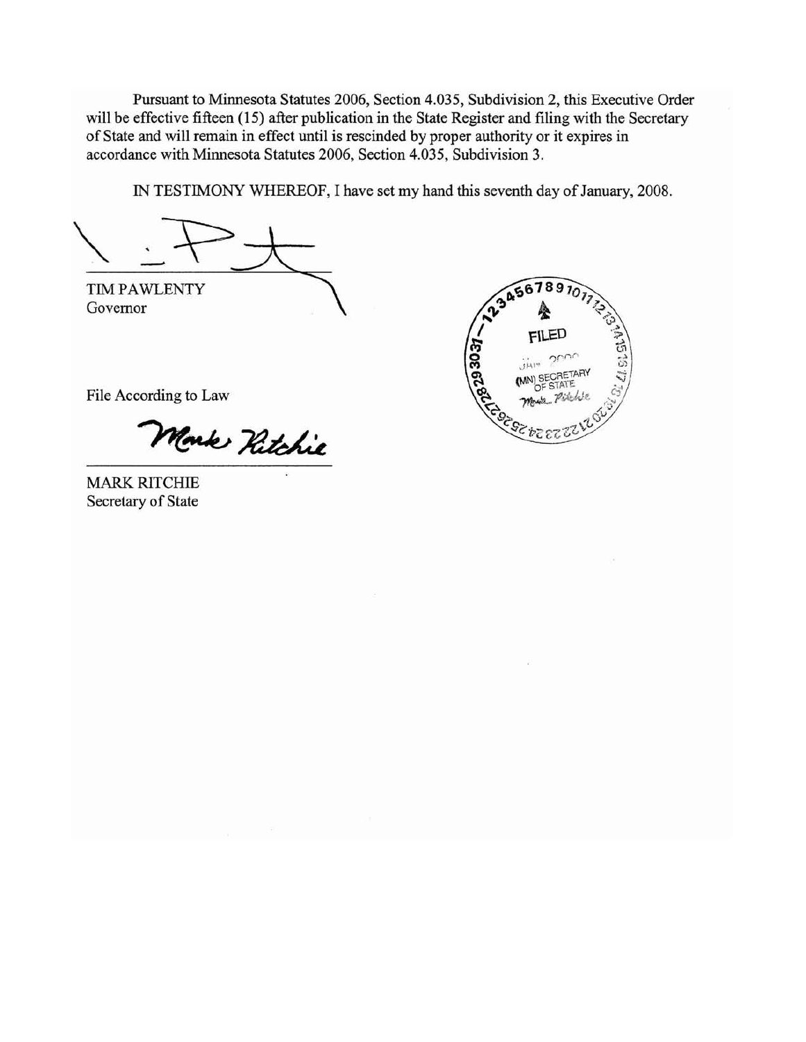Pursuant to Minnesota Statutes 2006, Section 4.035, Subdivision 2, this Executive Order will be effective fifteen (15) after publication in the State Register and filing with the Secretary of State and will remain in effect until is rescinded by proper authority or it expires in accordance with Minnesota Statutes 2006, Section 4.035, Subdivision 3.

IN TESTIMONY WHEREOF, I have set my hand this seventh day of January, 2008.

TIM PAWLENTY
Governor

File According to Law

MARK RITCHIE
Secretary of State

FILED
JAN 2008
(MN) SECRETARY OF STATE